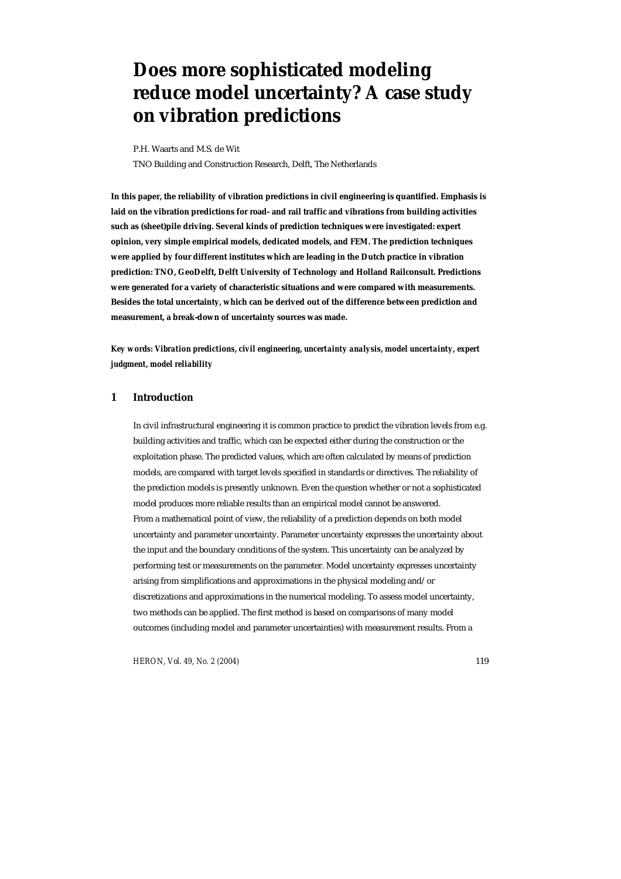# Does more sophisticated modeling reduce model uncertainty? A case study on vibration predictions

P.H. Waarts and M.S. de Wit

TNO Building and Construction Research, Delft, The Netherlands

**In this paper, the reliability of vibration predictions in civil engineering is quantified. Emphasis is laid on the vibration predictions for road- and rail traffic and vibrations from building activities such as (sheet)pile driving. Several kinds of prediction techniques were investigated: expert opinion, very simple empirical models, dedicated models, and FEM. The prediction techniques were applied by four different institutes which are leading in the Dutch practice in vibration prediction: TNO, GeoDelft, Delft University of Technology and Holland Railconsult. Predictions were generated for a variety of characteristic situations and were compared with measurements. Besides the total uncertainty, which can be derived out of the difference between prediction and measurement, a break-down of uncertainty sources was made.**

***Key words: Vibration predictions, civil engineering, uncertainty analysis, model uncertainty, expert judgment, model reliability***

## 1 Introduction

In civil infrastructural engineering it is common practice to predict the vibration levels from e.g. building activities and traffic, which can be expected either during the construction or the exploitation phase. The predicted values, which are often calculated by means of prediction models, are compared with target levels specified in standards or directives. The reliability of the prediction models is presently unknown. Even the question whether or not a sophisticated model produces more reliable results than an empirical model cannot be answered.
From a mathematical point of view, the reliability of a prediction depends on both model uncertainty and parameter uncertainty. Parameter uncertainty expresses the uncertainty about the input and the boundary conditions of the system. This uncertainty can be analyzed by performing test or measurements on the parameter. Model uncertainty expresses uncertainty arising from simplifications and approximations in the physical modeling and/or discretizations and approximations in the numerical modeling. To assess model uncertainty, two methods can be applied. The first method is based on comparisons of many model outcomes (including model and parameter uncertainties) with measurement results. From a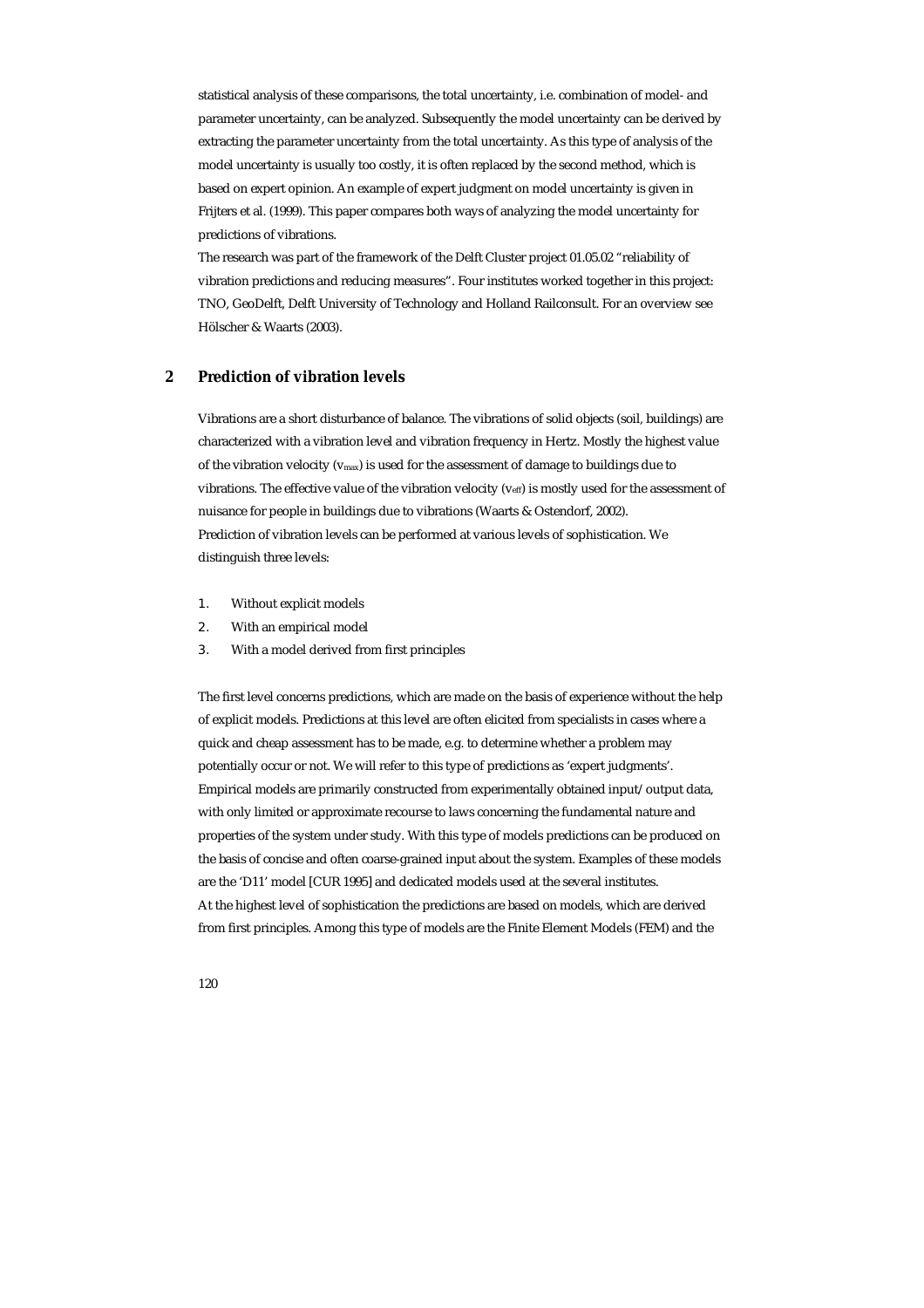statistical analysis of these comparisons, the total uncertainty, i.e. combination of model- and parameter uncertainty, can be analyzed. Subsequently the model uncertainty can be derived by extracting the parameter uncertainty from the total uncertainty. As this type of analysis of the model uncertainty is usually too costly, it is often replaced by the second method, which is based on expert opinion. An example of expert judgment on model uncertainty is given in Frijters et al. (1999). This paper compares both ways of analyzing the model uncertainty for predictions of vibrations.

The research was part of the framework of the Delft Cluster project 01.05.02 "reliability of vibration predictions and reducing measures". Four institutes worked together in this project: TNO, GeoDelft, Delft University of Technology and Holland Railconsult. For an overview see Hölscher & Waarts (2003).

## 2 Prediction of vibration levels

Vibrations are a short disturbance of balance. The vibrations of solid objects (soil, buildings) are characterized with a vibration level and vibration frequency in Hertz. Mostly the highest value of the vibration velocity ($v_{max}$) is used for the assessment of damage to buildings due to vibrations. The effective value of the vibration velocity ($v_{eff}$) is mostly used for the assessment of nuisance for people in buildings due to vibrations (Waarts & Ostendorf, 2002).

Prediction of vibration levels can be performed at various levels of sophistication. We distinguish three levels:

1. Without explicit models
2. With an empirical model
3. With a model derived from first principles

The first level concerns predictions, which are made on the basis of experience without the help of explicit models. Predictions at this level are often elicited from specialists in cases where a quick and cheap assessment has to be made, e.g. to determine whether a problem may potentially occur or not. We will refer to this type of predictions as 'expert judgments'.

Empirical models are primarily constructed from experimentally obtained input/output data, with only limited or approximate recourse to laws concerning the fundamental nature and properties of the system under study. With this type of models predictions can be produced on the basis of concise and often coarse-grained input about the system. Examples of these models are the 'D11' model [CUR 1995] and dedicated models used at the several institutes.

At the highest level of sophistication the predictions are based on models, which are derived from first principles. Among this type of models are the Finite Element Models (FEM) and the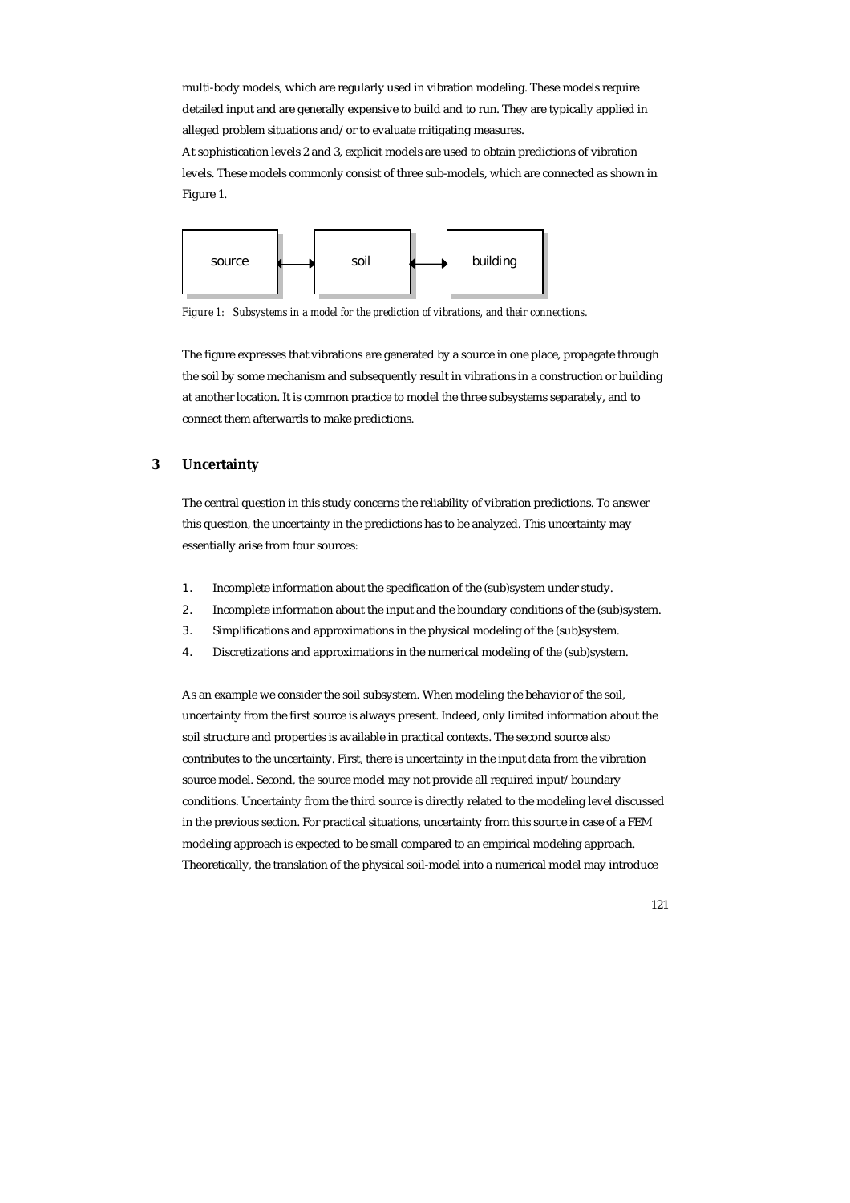multi-body models, which are regularly used in vibration modeling. These models require detailed input and are generally expensive to build and to run. They are typically applied in alleged problem situations and/or to evaluate mitigating measures.

At sophistication levels 2 and 3, explicit models are used to obtain predictions of vibration levels. These models commonly consist of three sub-models, which are connected as shown in Figure 1.

source ⟷ soil ⟷ building

*Figure 1: Subsystems in a model for the prediction of vibrations, and their connections.*

The figure expresses that vibrations are generated by a source in one place, propagate through the soil by some mechanism and subsequently result in vibrations in a construction or building at another location. It is common practice to model the three subsystems separately, and to connect them afterwards to make predictions.

## 3 Uncertainty

The central question in this study concerns the reliability of vibration predictions. To answer this question, the uncertainty in the predictions has to be analyzed. This uncertainty may essentially arise from four sources:

1. Incomplete information about the specification of the (sub)system under study.
2. Incomplete information about the input and the boundary conditions of the (sub)system.
3. Simplifications and approximations in the physical modeling of the (sub)system.
4. Discretizations and approximations in the numerical modeling of the (sub)system.

As an example we consider the soil subsystem. When modeling the behavior of the soil, uncertainty from the first source is always present. Indeed, only limited information about the soil structure and properties is available in practical contexts. The second source also contributes to the uncertainty. First, there is uncertainty in the input data from the vibration source model. Second, the source model may not provide all required input/boundary conditions. Uncertainty from the third source is directly related to the modeling level discussed in the previous section. For practical situations, uncertainty from this source in case of a FEM modeling approach is expected to be small compared to an empirical modeling approach. Theoretically, the translation of the physical soil-model into a numerical model may introduce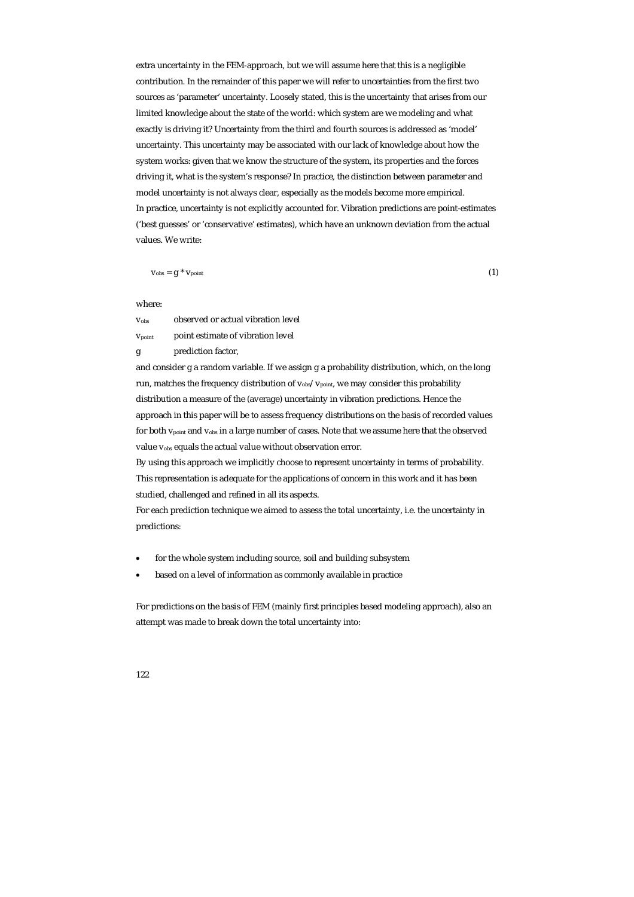extra uncertainty in the FEM-approach, but we will assume here that this is a negligible contribution. In the remainder of this paper we will refer to uncertainties from the first two sources as 'parameter' uncertainty. Loosely stated, this is the uncertainty that arises from our limited knowledge about the state of the world: which system are we modeling and what exactly is driving it? Uncertainty from the third and fourth sources is addressed as 'model' uncertainty. This uncertainty may be associated with our lack of knowledge about how the system works: given that we know the structure of the system, its properties and the forces driving it, what is the system's response? In practice, the distinction between parameter and model uncertainty is not always clear, especially as the models become more empirical.

In practice, uncertainty is not explicitly accounted for. Vibration predictions are point-estimates ('best guesses' or 'conservative' estimates), which have an unknown deviation from the actual values. We write:

$$v_{obs} = g * v_{point} \tag{1}$$

where:

$v_{obs}$ observed or actual vibration level

$v_{point}$ point estimate of vibration level

$g$ prediction factor,

and consider $g$ a random variable. If we assign $g$ a probability distribution, which, on the long run, matches the frequency distribution of $v_{obs}/v_{point}$, we may consider this probability distribution a measure of the (average) uncertainty in vibration predictions. Hence the approach in this paper will be to assess frequency distributions on the basis of recorded values for both $v_{point}$ and $v_{obs}$ in a large number of cases. Note that we assume here that the observed value $v_{obs}$ equals the actual value without observation error.

By using this approach we implicitly choose to represent uncertainty in terms of probability. This representation is adequate for the applications of concern in this work and it has been studied, challenged and refined in all its aspects.

For each prediction technique we aimed to assess the total uncertainty, i.e. the uncertainty in predictions:

- for the whole system including source, soil and building subsystem
- based on a level of information as commonly available in practice

For predictions on the basis of FEM (mainly first principles based modeling approach), also an attempt was made to break down the total uncertainty into: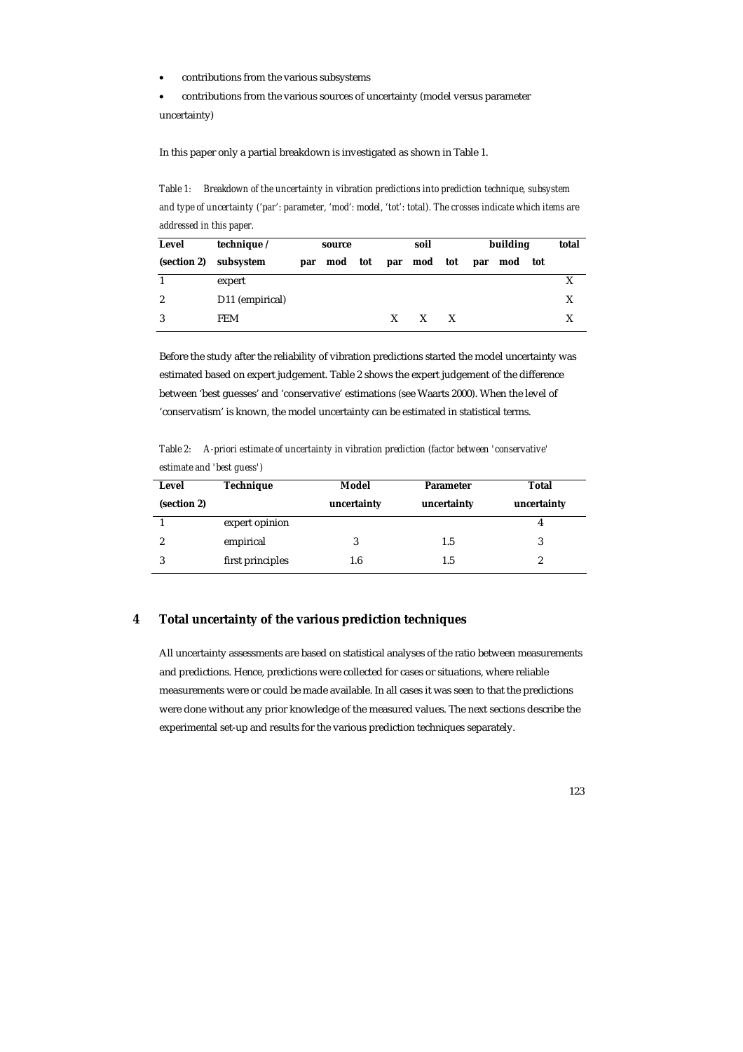- contributions from the various subsystems
- contributions from the various sources of uncertainty (model versus parameter uncertainty)

In this paper only a partial breakdown is investigated as shown in Table 1.

*Table 1: Breakdown of the uncertainty in vibration predictions into prediction technique, subsystem and type of uncertainty ('par': parameter, 'mod': model, 'tot': total). The crosses indicate which items are addressed in this paper.*

| **Level** | **technique /** | **source** | | | **soil** | | | **building** | | | **total** |
|---|---|---|---|---|---|---|---|---|---|---|---|
| **(section 2)** | **subsystem** | **par** | **mod** | **tot** | **par** | **mod** | **tot** | **par** | **mod** | **tot** | |
| 1 | expert | | | | | | | | | | X |
| 2 | D11 (empirical) | | | | | | | | | | X |
| 3 | FEM | | | | X | X | X | | | | X |

Before the study after the reliability of vibration predictions started the model uncertainty was estimated based on expert judgement. Table 2 shows the expert judgement of the difference between 'best guesses' and 'conservative' estimations (see Waarts 2000). When the level of 'conservatism' is known, the model uncertainty can be estimated in statistical terms.

*Table 2: A-priori estimate of uncertainty in vibration prediction (factor between 'conservative' estimate and 'best guess')*

| **Level (section 2)** | **Technique** | **Model uncertainty** | **Parameter uncertainty** | **Total uncertainty** |
|---|---|---|---|---|
| 1 | expert opinion | | | 4 |
| 2 | empirical | 3 | 1.5 | 3 |
| 3 | first principles | 1.6 | 1.5 | 2 |

# 4 Total uncertainty of the various prediction techniques

All uncertainty assessments are based on statistical analyses of the ratio between measurements and predictions. Hence, predictions were collected for cases or situations, where reliable measurements were or could be made available. In all cases it was seen to that the predictions were done without any prior knowledge of the measured values. The next sections describe the experimental set-up and results for the various prediction techniques separately.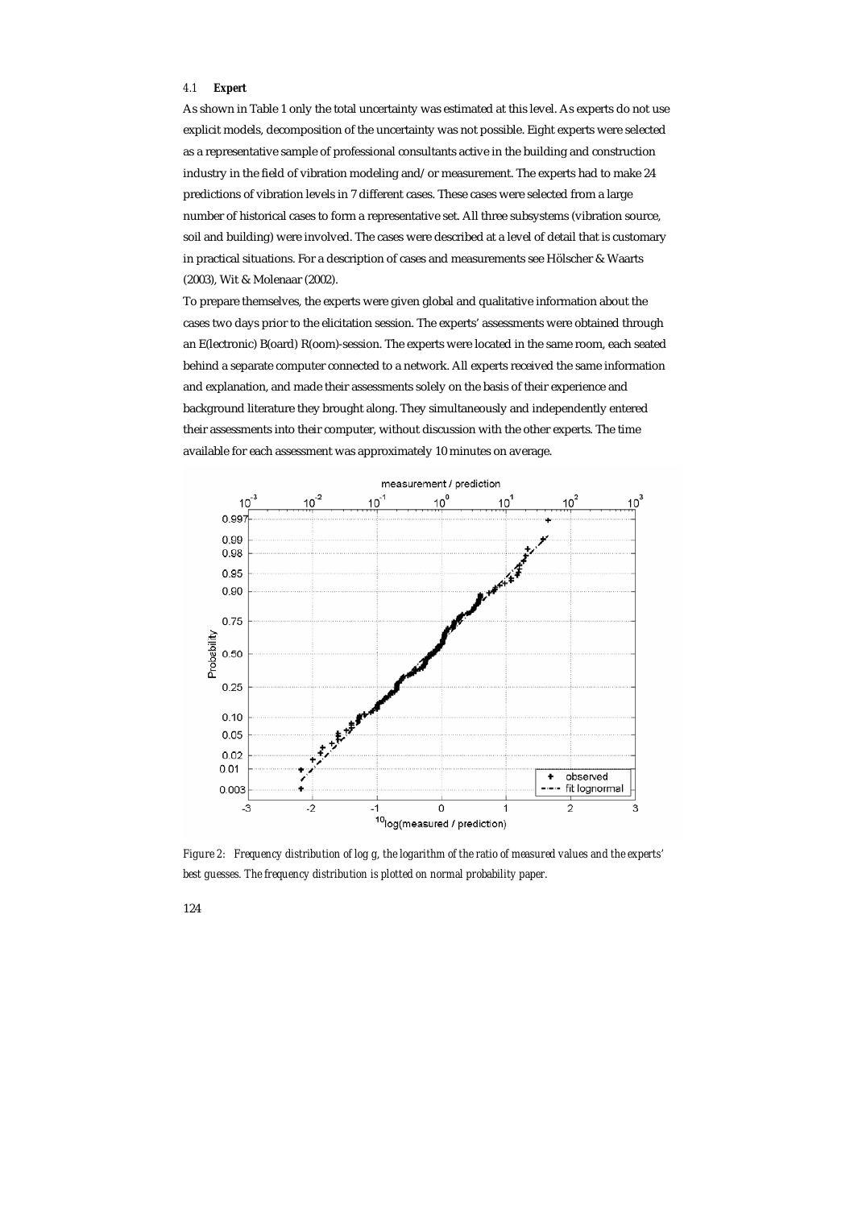### 4.1 Expert

As shown in Table 1 only the total uncertainty was estimated at this level. As experts do not use explicit models, decomposition of the uncertainty was not possible. Eight experts were selected as a representative sample of professional consultants active in the building and construction industry in the field of vibration modeling and/or measurement. The experts had to make 24 predictions of vibration levels in 7 different cases. These cases were selected from a large number of historical cases to form a representative set. All three subsystems (vibration source, soil and building) were involved. The cases were described at a level of detail that is customary in practical situations. For a description of cases and measurements see Hölscher & Waarts (2003), Wit & Molenaar (2002).

To prepare themselves, the experts were given global and qualitative information about the cases two days prior to the elicitation session. The experts' assessments were obtained through an E(lectronic) B(oard) R(oom)-session. The experts were located in the same room, each seated behind a separate computer connected to a network. All experts received the same information and explanation, and made their assessments solely on the basis of their experience and background literature they brought along. They simultaneously and independently entered their assessments into their computer, without discussion with the other experts. The time available for each assessment was approximately 10 minutes on average.

*Figure 2: Frequency distribution of log g, the logarithm of the ratio of measured values and the experts' best guesses. The frequency distribution is plotted on normal probability paper.*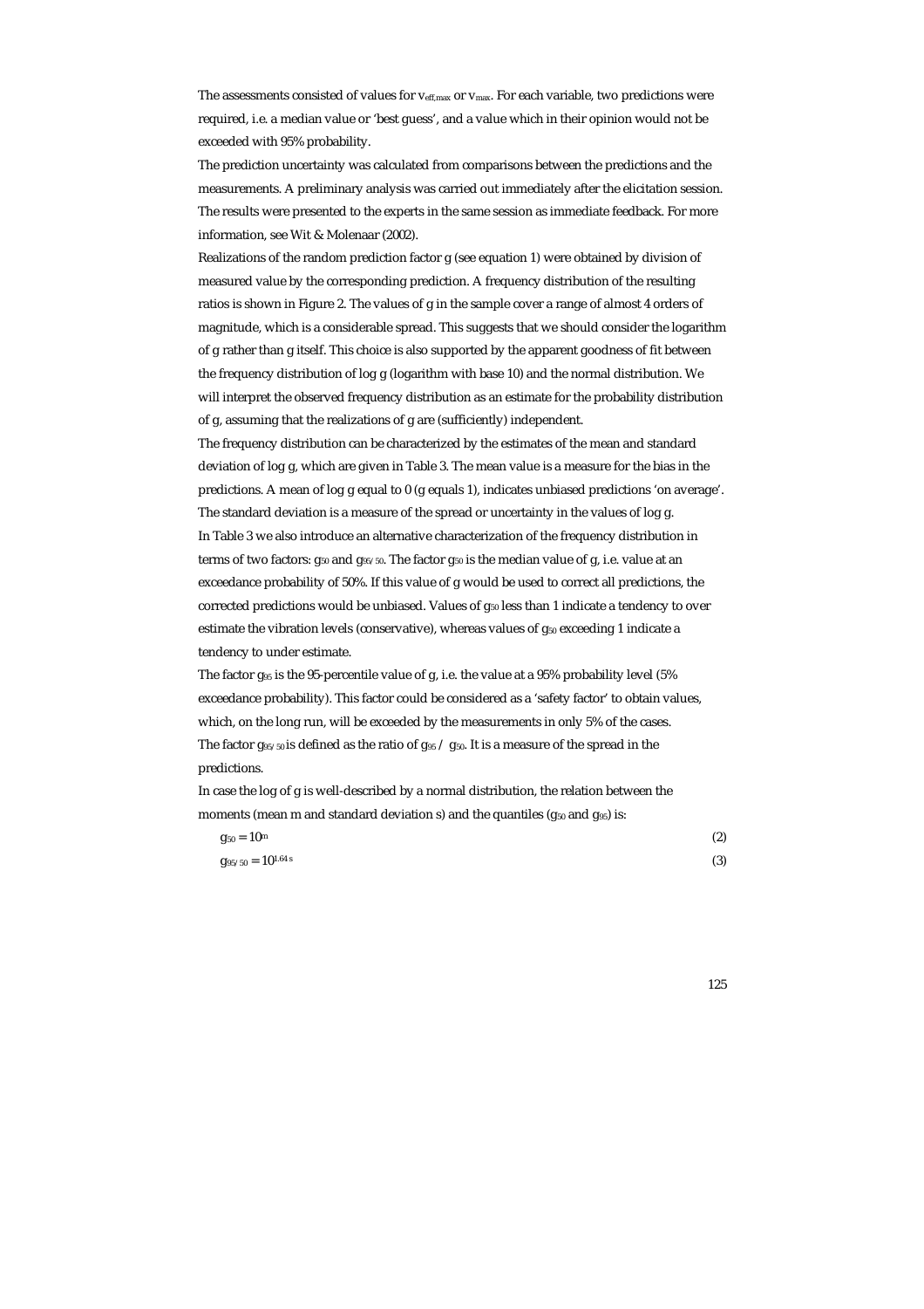The assessments consisted of values for $v_{eff,max}$ or $v_{max}$. For each variable, two predictions were required, i.e. a median value or 'best guess', and a value which in their opinion would not be exceeded with 95% probability.

The prediction uncertainty was calculated from comparisons between the predictions and the measurements. A preliminary analysis was carried out immediately after the elicitation session. The results were presented to the experts in the same session as immediate feedback. For more information, see Wit & Molenaar (2002).

Realizations of the random prediction factor g (see equation 1) were obtained by division of measured value by the corresponding prediction. A frequency distribution of the resulting ratios is shown in Figure 2. The values of g in the sample cover a range of almost 4 orders of magnitude, which is a considerable spread. This suggests that we should consider the logarithm of g rather than g itself. This choice is also supported by the apparent goodness of fit between the frequency distribution of log g (logarithm with base 10) and the normal distribution. We will interpret the observed frequency distribution as an estimate for the probability distribution of g, assuming that the realizations of g are (sufficiently) independent.

The frequency distribution can be characterized by the estimates of the mean and standard deviation of log g, which are given in Table 3. The mean value is a measure for the bias in the predictions. A mean of log g equal to 0 (g equals 1), indicates unbiased predictions 'on average'. The standard deviation is a measure of the spread or uncertainty in the values of log g.

In Table 3 we also introduce an alternative characterization of the frequency distribution in terms of two factors: $g_{50}$ and $g_{95/50}$. The factor $g_{50}$ is the median value of g, i.e. value at an exceedance probability of 50%. If this value of g would be used to correct all predictions, the corrected predictions would be unbiased. Values of $g_{50}$ less than 1 indicate a tendency to over estimate the vibration levels (conservative), whereas values of $g_{50}$ exceeding 1 indicate a tendency to under estimate.

The factor $g_{95}$ is the 95-percentile value of g, i.e. the value at a 95% probability level (5% exceedance probability). This factor could be considered as a 'safety factor' to obtain values, which, on the long run, will be exceeded by the measurements in only 5% of the cases.

The factor $g_{95/50}$ is defined as the ratio of $g_{95}$ / $g_{50}$. It is a measure of the spread in the predictions.

In case the log of g is well-described by a normal distribution, the relation between the moments (mean m and standard deviation s) and the quantiles ($g_{50}$ and $g_{95}$) is:

$$g_{50} = 10^{m} \tag{2}$$

$$g_{95/50} = 10^{1.64\,s} \tag{3}$$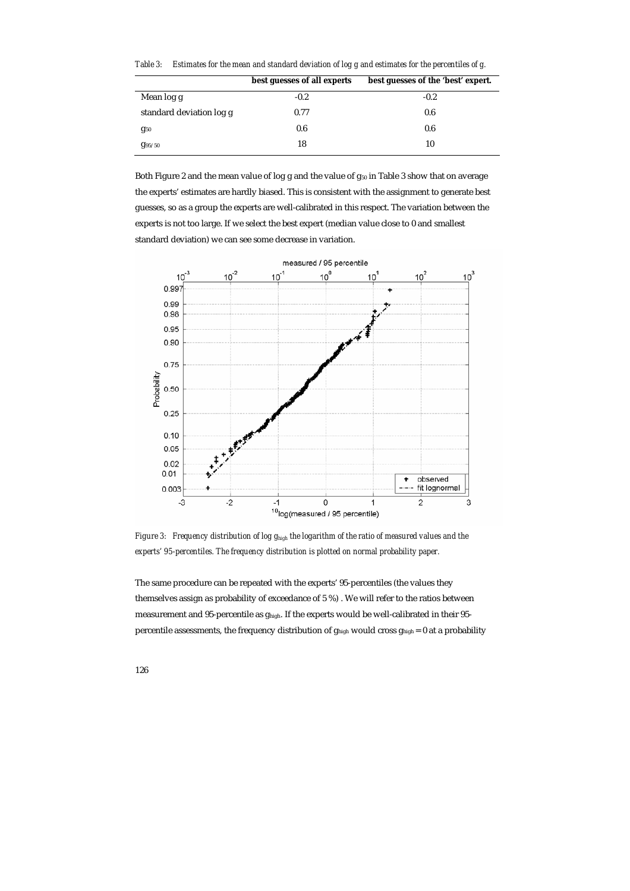*Table 3: Estimates for the mean and standard deviation of log g and estimates for the percentiles of g.*

| | best guesses of all experts | best guesses of the 'best' expert. |
|---|---|---|
| Mean log g | -0.2 | -0.2 |
| standard deviation log g | 0.77 | 0.6 |
| $g_{50}$ | 0.6 | 0.6 |
| $g_{95/50}$ | 18 | 10 |

Both Figure 2 and the mean value of log g and the value of $g_{50}$ in Table 3 show that on average the experts' estimates are hardly biased. This is consistent with the assignment to generate best guesses, so as a group the experts are well-calibrated in this respect. The variation between the experts is not too large. If we select the best expert (median value close to 0 and smallest standard deviation) we can see some decrease in variation.

*Figure 3: Frequency distribution of log $g_{high}$ the logarithm of the ratio of measured values and the experts' 95-percentiles. The frequency distribution is plotted on normal probability paper.*

The same procedure can be repeated with the experts' 95-percentiles (the values they themselves assign as probability of exceedance of 5 %) . We will refer to the ratios between measurement and 95-percentile as $g_{high}$. If the experts would be well-calibrated in their 95-percentile assessments, the frequency distribution of $g_{high}$ would cross $g_{high} = 0$ at a probability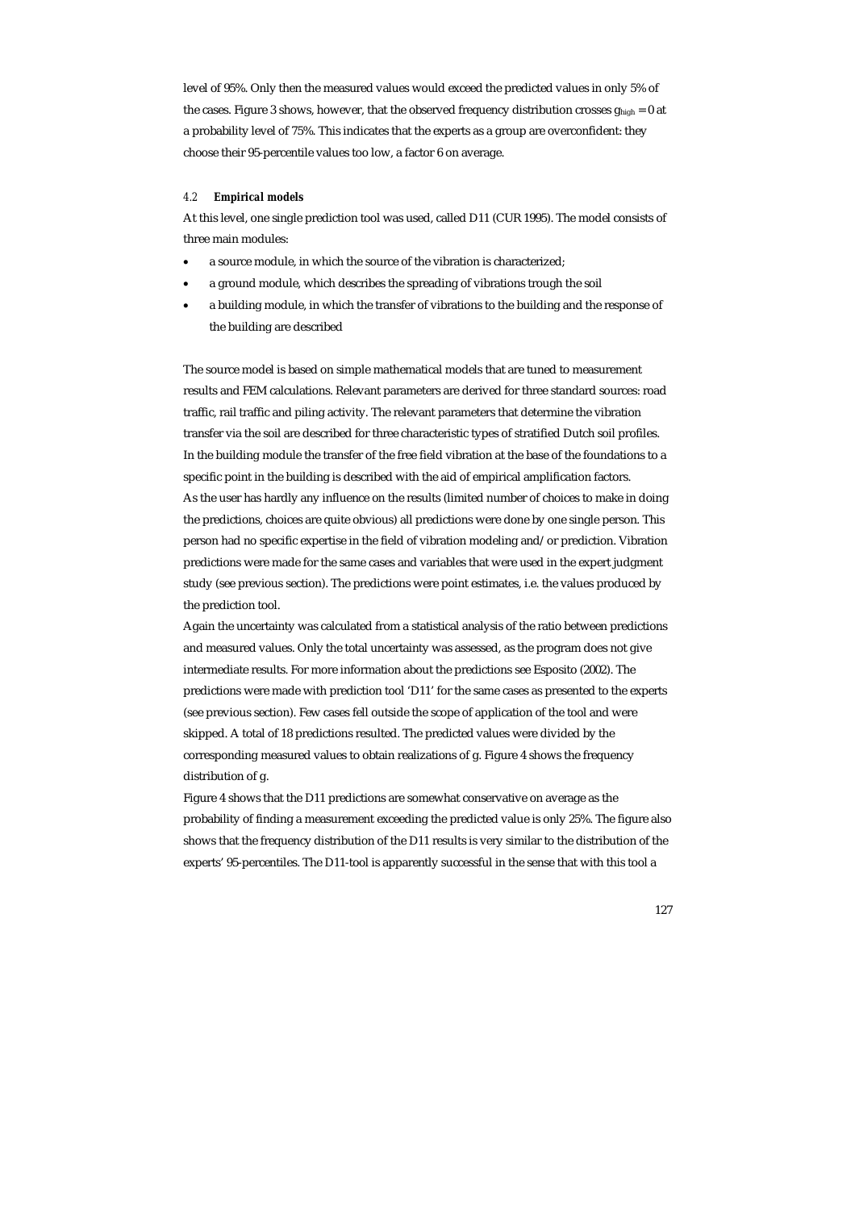level of 95%. Only then the measured values would exceed the predicted values in only 5% of the cases. Figure 3 shows, however, that the observed frequency distribution crosses $g_{high} = 0$ at a probability level of 75%. This indicates that the experts as a group are overconfident: they choose their 95-percentile values too low, a factor 6 on average.

### 4.2 *Empirical models*

At this level, one single prediction tool was used, called D11 (CUR 1995). The model consists of three main modules:

- a source module, in which the source of the vibration is characterized;
- a ground module, which describes the spreading of vibrations trough the soil
- a building module, in which the transfer of vibrations to the building and the response of the building are described

The source model is based on simple mathematical models that are tuned to measurement results and FEM calculations. Relevant parameters are derived for three standard sources: road traffic, rail traffic and piling activity. The relevant parameters that determine the vibration transfer via the soil are described for three characteristic types of stratified Dutch soil profiles. In the building module the transfer of the free field vibration at the base of the foundations to a specific point in the building is described with the aid of empirical amplification factors.
As the user has hardly any influence on the results (limited number of choices to make in doing the predictions, choices are quite obvious) all predictions were done by one single person. This person had no specific expertise in the field of vibration modeling and/or prediction. Vibration predictions were made for the same cases and variables that were used in the expert judgment study (see previous section). The predictions were point estimates, i.e. the values produced by the prediction tool.
Again the uncertainty was calculated from a statistical analysis of the ratio between predictions and measured values. Only the total uncertainty was assessed, as the program does not give intermediate results. For more information about the predictions see Esposito (2002). The predictions were made with prediction tool 'D11' for the same cases as presented to the experts (see previous section). Few cases fell outside the scope of application of the tool and were skipped. A total of 18 predictions resulted. The predicted values were divided by the corresponding measured values to obtain realizations of g. Figure 4 shows the frequency distribution of g.
Figure 4 shows that the D11 predictions are somewhat conservative on average as the probability of finding a measurement exceeding the predicted value is only 25%. The figure also shows that the frequency distribution of the D11 results is very similar to the distribution of the experts' 95-percentiles. The D11-tool is apparently successful in the sense that with this tool a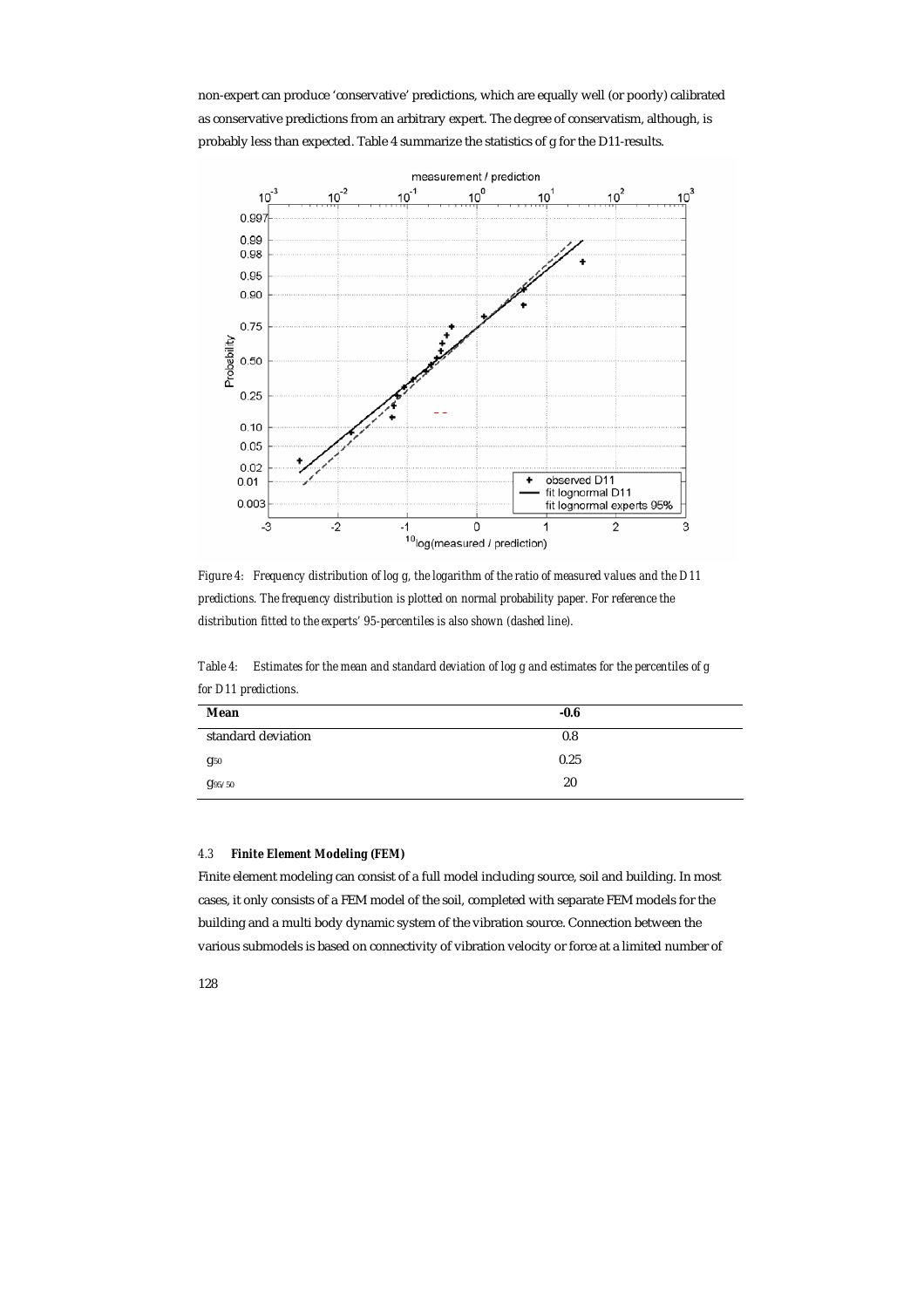non-expert can produce 'conservative' predictions, which are equally well (or poorly) calibrated as conservative predictions from an arbitrary expert. The degree of conservatism, although, is probably less than expected. Table 4 summarize the statistics of g for the D11-results.

*Figure 4: Frequency distribution of log g, the logarithm of the ratio of measured values and the D11 predictions. The frequency distribution is plotted on normal probability paper. For reference the distribution fitted to the experts' 95-percentiles is also shown (dashed line).*

*Table 4: Estimates for the mean and standard deviation of log g and estimates for the percentiles of g for D11 predictions.*

| **Mean** | **-0.6** |
|---|---|
| standard deviation | 0.8 |
| $g_{50}$ | 0.25 |
| $g_{95/50}$ | 20 |

### 4.3 Finite Element Modeling (FEM)

Finite element modeling can consist of a full model including source, soil and building. In most cases, it only consists of a FEM model of the soil, completed with separate FEM models for the building and a multi body dynamic system of the vibration source. Connection between the various submodels is based on connectivity of vibration velocity or force at a limited number of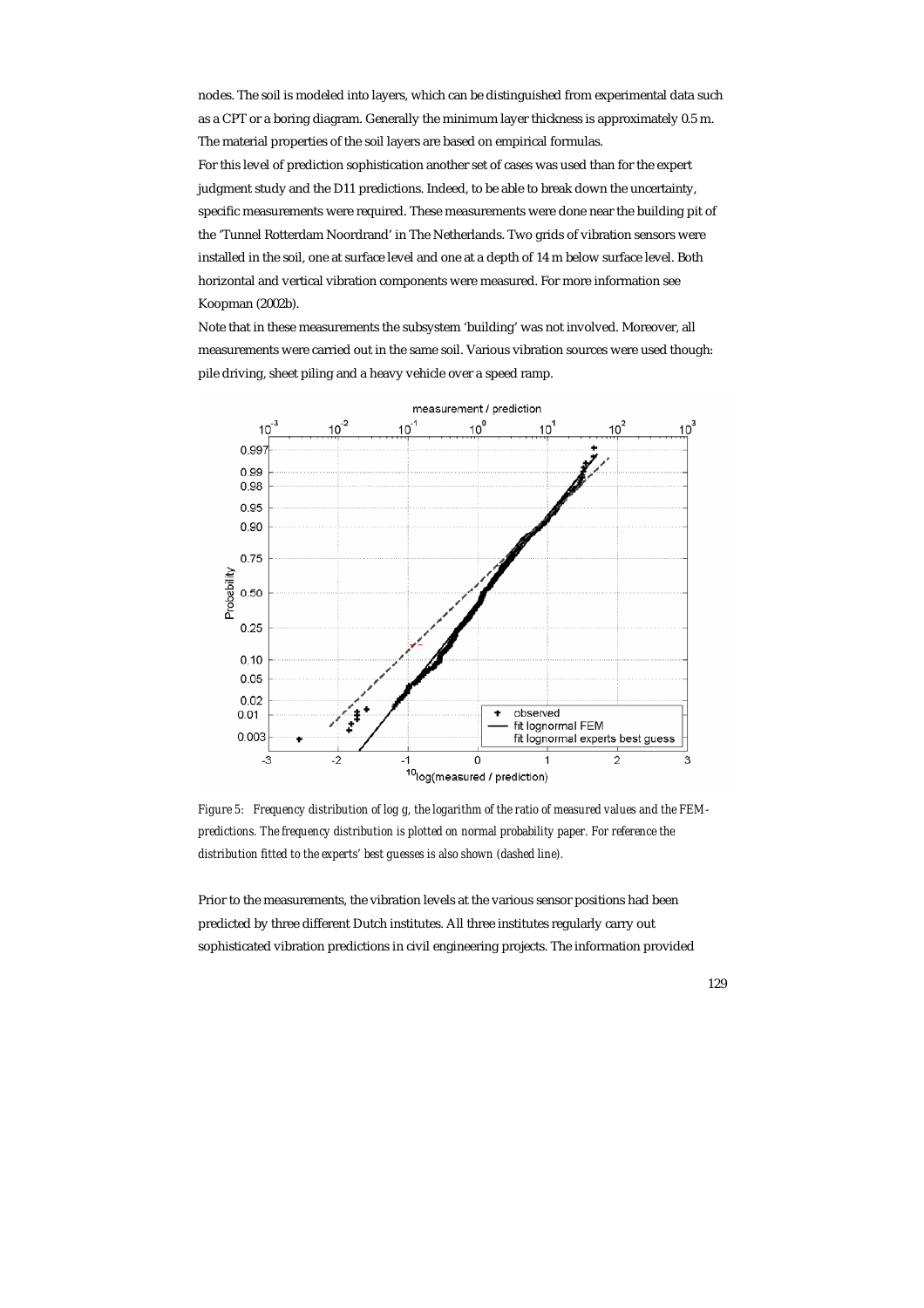nodes. The soil is modeled into layers, which can be distinguished from experimental data such as a CPT or a boring diagram. Generally the minimum layer thickness is approximately 0.5 m. The material properties of the soil layers are based on empirical formulas.

For this level of prediction sophistication another set of cases was used than for the expert judgment study and the D11 predictions. Indeed, to be able to break down the uncertainty, specific measurements were required. These measurements were done near the building pit of the 'Tunnel Rotterdam Noordrand' in The Netherlands. Two grids of vibration sensors were installed in the soil, one at surface level and one at a depth of 14 m below surface level. Both horizontal and vertical vibration components were measured. For more information see Koopman (2002b).

Note that in these measurements the subsystem 'building' was not involved. Moreover, all measurements were carried out in the same soil. Various vibration sources were used though: pile driving, sheet piling and a heavy vehicle over a speed ramp.

*Figure 5: Frequency distribution of log g, the logarithm of the ratio of measured values and the FEM-predictions. The frequency distribution is plotted on normal probability paper. For reference the distribution fitted to the experts' best guesses is also shown (dashed line).*

Prior to the measurements, the vibration levels at the various sensor positions had been predicted by three different Dutch institutes. All three institutes regularly carry out sophisticated vibration predictions in civil engineering projects. The information provided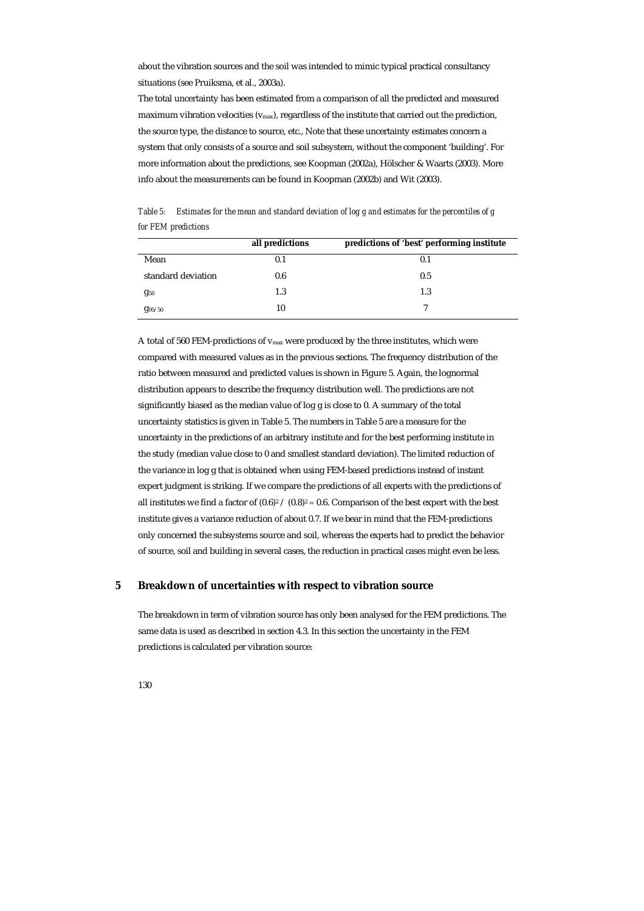about the vibration sources and the soil was intended to mimic typical practical consultancy situations (see Pruiksma, et al., 2003a).

The total uncertainty has been estimated from a comparison of all the predicted and measured maximum vibration velocities ($v_{max}$), regardless of the institute that carried out the prediction, the source type, the distance to source, etc., Note that these uncertainty estimates concern a system that only consists of a source and soil subsystem, without the component 'building'. For more information about the predictions, see Koopman (2002a), Hölscher & Waarts (2003). More info about the measurements can be found in Koopman (2002b) and Wit (2003).

*Table 5: Estimates for the mean and standard deviation of log g and estimates for the percentiles of g for FEM predictions*

| | **all predictions** | **predictions of 'best' performing institute** |
|---|---|---|
| Mean | 0.1 | 0.1 |
| standard deviation | 0.6 | 0.5 |
| $g_{50}$ | 1.3 | 1.3 |
| $g_{95/50}$ | 10 | 7 |

A total of 560 FEM-predictions of $v_{max}$ were produced by the three institutes, which were compared with measured values as in the previous sections. The frequency distribution of the ratio between measured and predicted values is shown in Figure 5. Again, the lognormal distribution appears to describe the frequency distribution well. The predictions are not significantly biased as the median value of log g is close to 0. A summary of the total uncertainty statistics is given in Table 5. The numbers in Table 5 are a measure for the uncertainty in the predictions of an arbitrary institute and for the best performing institute in the study (median value close to 0 and smallest standard deviation). The limited reduction of the variance in log g that is obtained when using FEM-based predictions instead of instant expert judgment is striking. If we compare the predictions of all experts with the predictions of all institutes we find a factor of $(0.6)^2$ / $(0.8)^2 \approx 0.6$. Comparison of the best expert with the best institute gives a variance reduction of about 0.7. If we bear in mind that the FEM-predictions only concerned the subsystems source and soil, whereas the experts had to predict the behavior of source, soil and building in several cases, the reduction in practical cases might even be less.

## 5 Breakdown of uncertainties with respect to vibration source

The breakdown in term of vibration source has only been analysed for the FEM predictions. The same data is used as described in section 4.3. In this section the uncertainty in the FEM predictions is calculated per vibration source: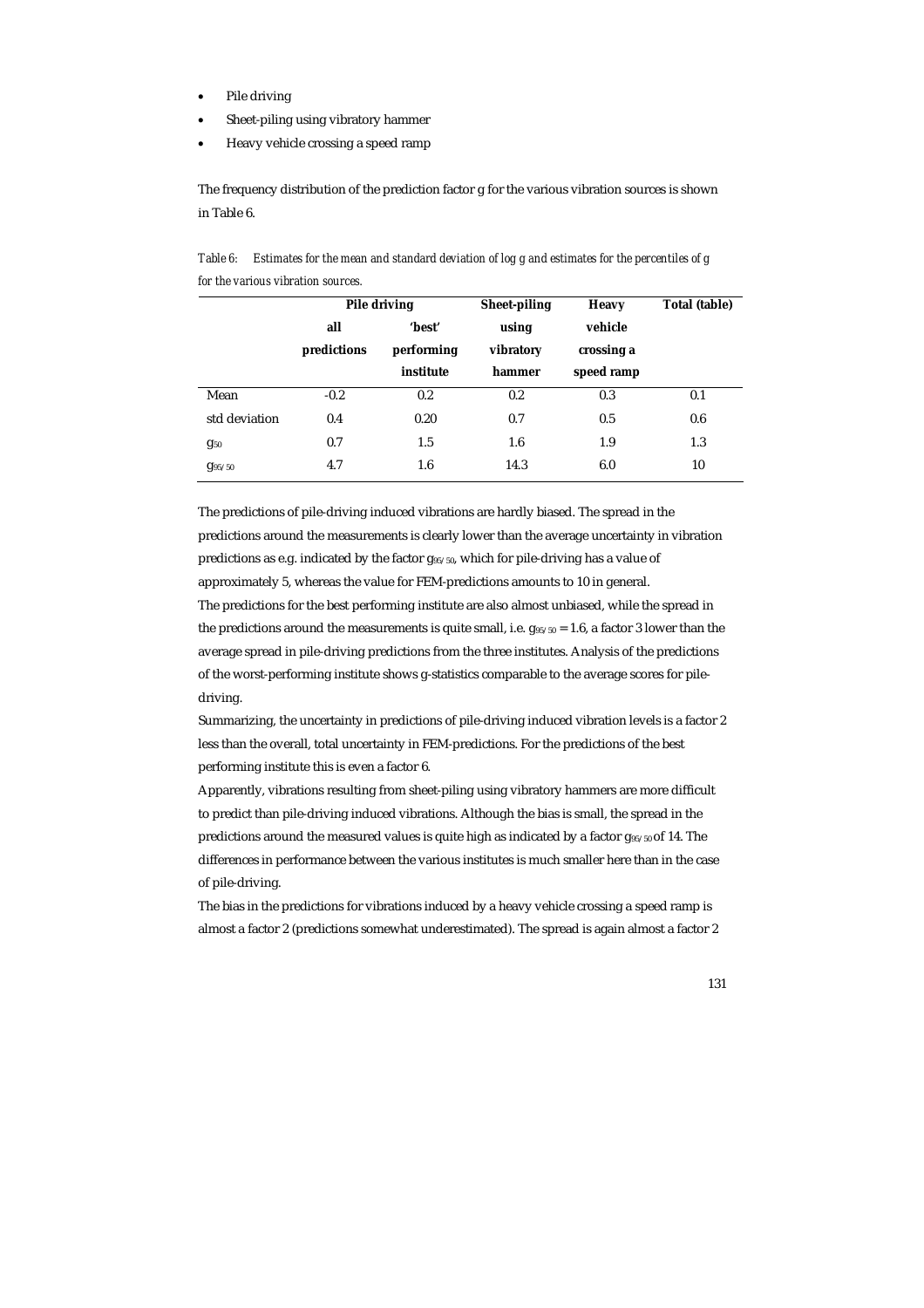- Pile driving
- Sheet-piling using vibratory hammer
- Heavy vehicle crossing a speed ramp

The frequency distribution of the prediction factor g for the various vibration sources is shown in Table 6.

*Table 6: Estimates for the mean and standard deviation of log g and estimates for the percentiles of g for the various vibration sources.*

| | Pile driving | | Sheet-piling using vibratory hammer | Heavy vehicle crossing a speed ramp | Total (table) |
|---|---|---|---|---|---|
| | all predictions | 'best' performing institute | | | |
| Mean | -0.2 | 0.2 | 0.2 | 0.3 | 0.1 |
| std deviation | 0.4 | 0.20 | 0.7 | 0.5 | 0.6 |
| $g_{50}$ | 0.7 | 1.5 | 1.6 | 1.9 | 1.3 |
| $g_{95/50}$ | 4.7 | 1.6 | 14.3 | 6.0 | 10 |

The predictions of pile-driving induced vibrations are hardly biased. The spread in the predictions around the measurements is clearly lower than the average uncertainty in vibration predictions as e.g. indicated by the factor $g_{95/50}$, which for pile-driving has a value of approximately 5, whereas the value for FEM-predictions amounts to 10 in general.
The predictions for the best performing institute are also almost unbiased, while the spread in the predictions around the measurements is quite small, i.e. $g_{95/50} = 1.6$, a factor 3 lower than the average spread in pile-driving predictions from the three institutes. Analysis of the predictions of the worst-performing institute shows g-statistics comparable to the average scores for pile-driving.
Summarizing, the uncertainty in predictions of pile-driving induced vibration levels is a factor 2 less than the overall, total uncertainty in FEM-predictions. For the predictions of the best performing institute this is even a factor 6.
Apparently, vibrations resulting from sheet-piling using vibratory hammers are more difficult to predict than pile-driving induced vibrations. Although the bias is small, the spread in the predictions around the measured values is quite high as indicated by a factor $g_{95/50}$ of 14. The differences in performance between the various institutes is much smaller here than in the case of pile-driving.
The bias in the predictions for vibrations induced by a heavy vehicle crossing a speed ramp is almost a factor 2 (predictions somewhat underestimated). The spread is again almost a factor 2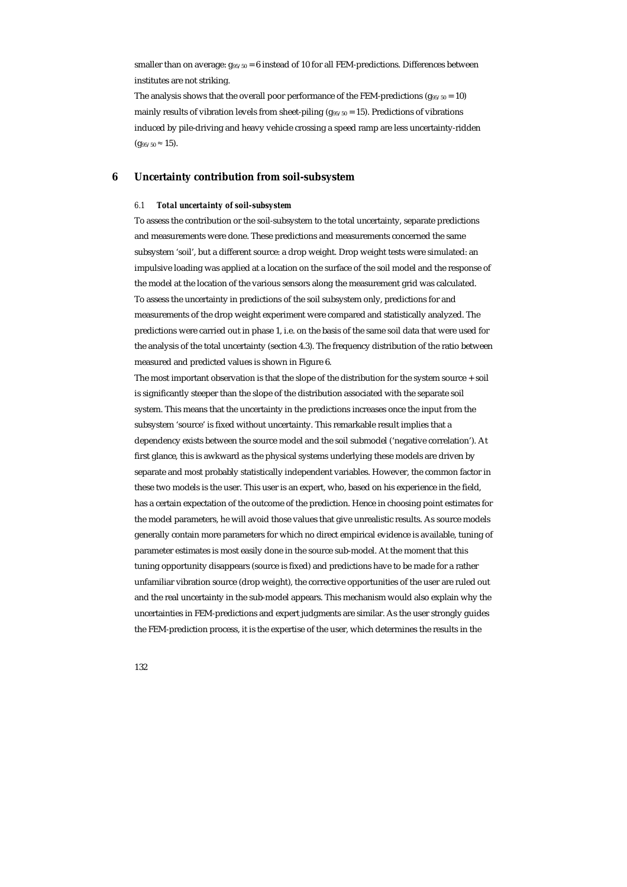smaller than on average: $g_{95/50} = 6$ instead of 10 for all FEM-predictions. Differences between institutes are not striking.

The analysis shows that the overall poor performance of the FEM-predictions ($g_{95/50} = 10$) mainly results of vibration levels from sheet-piling ($g_{95/50} = 15$). Predictions of vibrations induced by pile-driving and heavy vehicle crossing a speed ramp are less uncertainty-ridden ($g_{95/50} \approx 15$).

## 6 Uncertainty contribution from soil-subsystem

### 6.1 *Total uncertainty of soil-subsystem*

To assess the contribution or the soil-subsystem to the total uncertainty, separate predictions and measurements were done. These predictions and measurements concerned the same subsystem 'soil', but a different source: a drop weight. Drop weight tests were simulated: an impulsive loading was applied at a location on the surface of the soil model and the response of the model at the location of the various sensors along the measurement grid was calculated. To assess the uncertainty in predictions of the soil subsystem only, predictions for and measurements of the drop weight experiment were compared and statistically analyzed. The predictions were carried out in phase 1, i.e. on the basis of the same soil data that were used for the analysis of the total uncertainty (section 4.3). The frequency distribution of the ratio between measured and predicted values is shown in Figure 6.

The most important observation is that the slope of the distribution for the system source + soil is significantly steeper than the slope of the distribution associated with the separate soil system. This means that the uncertainty in the predictions increases once the input from the subsystem 'source' is fixed without uncertainty. This remarkable result implies that a dependency exists between the source model and the soil submodel ('negative correlation'). At first glance, this is awkward as the physical systems underlying these models are driven by separate and most probably statistically independent variables. However, the common factor in these two models is the user. This user is an expert, who, based on his experience in the field, has a certain expectation of the outcome of the prediction. Hence in choosing point estimates for the model parameters, he will avoid those values that give unrealistic results. As source models generally contain more parameters for which no direct empirical evidence is available, tuning of parameter estimates is most easily done in the source sub-model. At the moment that this tuning opportunity disappears (source is fixed) and predictions have to be made for a rather unfamiliar vibration source (drop weight), the corrective opportunities of the user are ruled out and the real uncertainty in the sub-model appears. This mechanism would also explain why the uncertainties in FEM-predictions and expert judgments are similar. As the user strongly guides the FEM-prediction process, it is the expertise of the user, which determines the results in the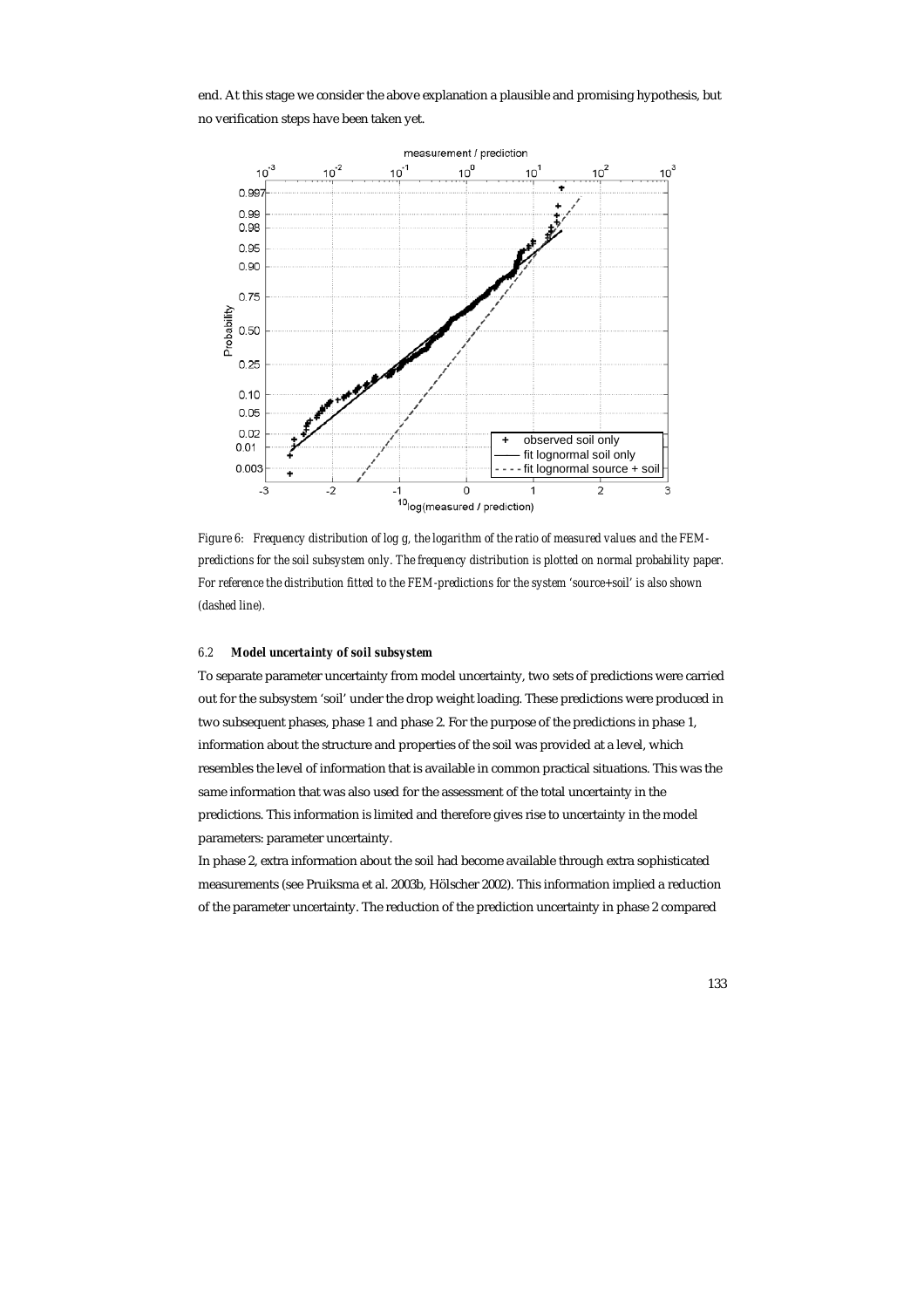end. At this stage we consider the above explanation a plausible and promising hypothesis, but no verification steps have been taken yet.

*Figure 6: Frequency distribution of log g, the logarithm of the ratio of measured values and the FEM-predictions for the soil subsystem only. The frequency distribution is plotted on normal probability paper. For reference the distribution fitted to the FEM-predictions for the system 'source+soil' is also shown (dashed line).*

### 6.2 *Model uncertainty of soil subsystem*

To separate parameter uncertainty from model uncertainty, two sets of predictions were carried out for the subsystem 'soil' under the drop weight loading. These predictions were produced in two subsequent phases, phase 1 and phase 2. For the purpose of the predictions in phase 1, information about the structure and properties of the soil was provided at a level, which resembles the level of information that is available in common practical situations. This was the same information that was also used for the assessment of the total uncertainty in the predictions. This information is limited and therefore gives rise to uncertainty in the model parameters: parameter uncertainty.

In phase 2, extra information about the soil had become available through extra sophisticated measurements (see Pruiksma et al. 2003b, Hölscher 2002). This information implied a reduction of the parameter uncertainty. The reduction of the prediction uncertainty in phase 2 compared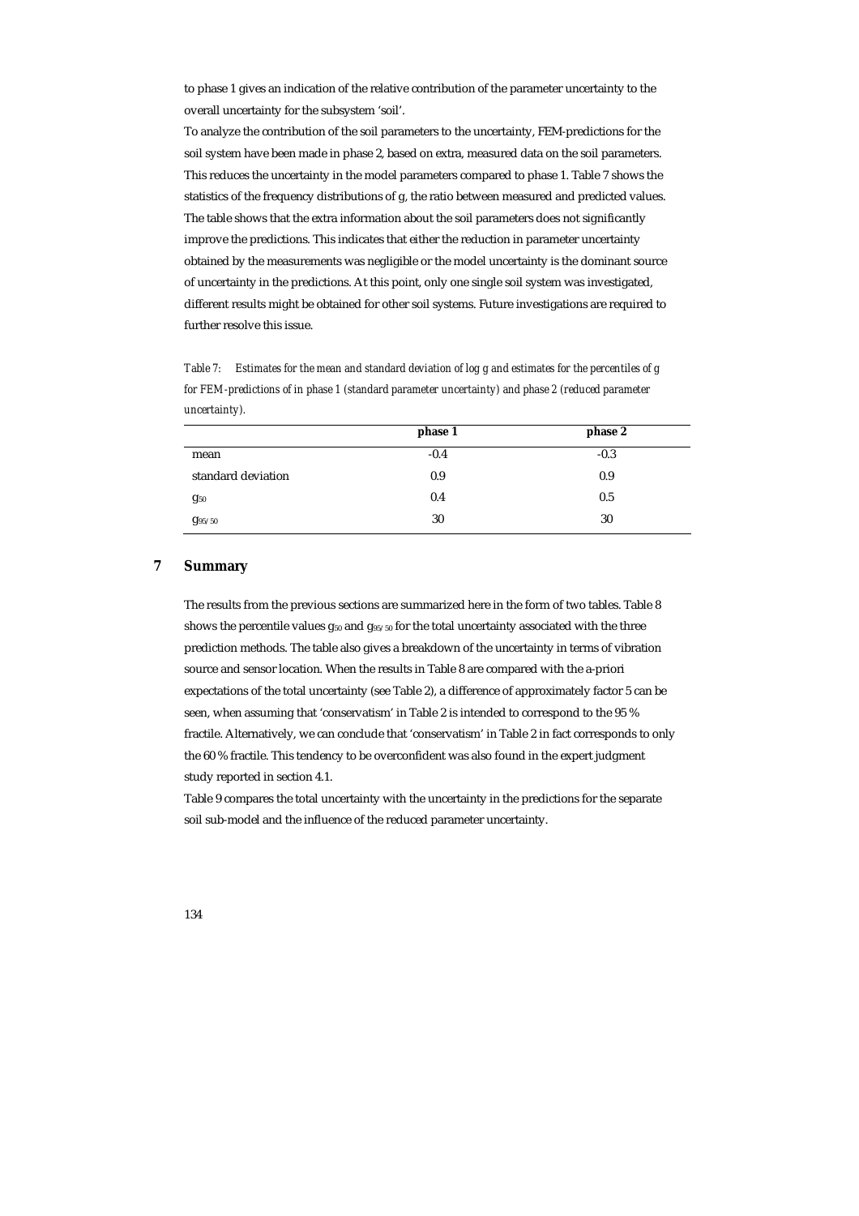to phase 1 gives an indication of the relative contribution of the parameter uncertainty to the overall uncertainty for the subsystem 'soil'.

To analyze the contribution of the soil parameters to the uncertainty, FEM-predictions for the soil system have been made in phase 2, based on extra, measured data on the soil parameters. This reduces the uncertainty in the model parameters compared to phase 1. Table 7 shows the statistics of the frequency distributions of g, the ratio between measured and predicted values. The table shows that the extra information about the soil parameters does not significantly improve the predictions. This indicates that either the reduction in parameter uncertainty obtained by the measurements was negligible or the model uncertainty is the dominant source of uncertainty in the predictions. At this point, only one single soil system was investigated, different results might be obtained for other soil systems. Future investigations are required to further resolve this issue.

*Table 7: Estimates for the mean and standard deviation of log g and estimates for the percentiles of g for FEM-predictions of in phase 1 (standard parameter uncertainty) and phase 2 (reduced parameter uncertainty).*

| | **phase 1** | **phase 2** |
|---|---|---|
| mean | -0.4 | -0.3 |
| standard deviation | 0.9 | 0.9 |
| $g_{50}$ | 0.4 | 0.5 |
| $g_{95/50}$ | 30 | 30 |

## 7 Summary

The results from the previous sections are summarized here in the form of two tables. Table 8 shows the percentile values $g_{50}$ and $g_{95/50}$ for the total uncertainty associated with the three prediction methods. The table also gives a breakdown of the uncertainty in terms of vibration source and sensor location. When the results in Table 8 are compared with the a-priori expectations of the total uncertainty (see Table 2), a difference of approximately factor 5 can be seen, when assuming that 'conservatism' in Table 2 is intended to correspond to the 95 % fractile. Alternatively, we can conclude that 'conservatism' in Table 2 in fact corresponds to only the 60 % fractile. This tendency to be overconfident was also found in the expert judgment study reported in section 4.1.

Table 9 compares the total uncertainty with the uncertainty in the predictions for the separate soil sub-model and the influence of the reduced parameter uncertainty.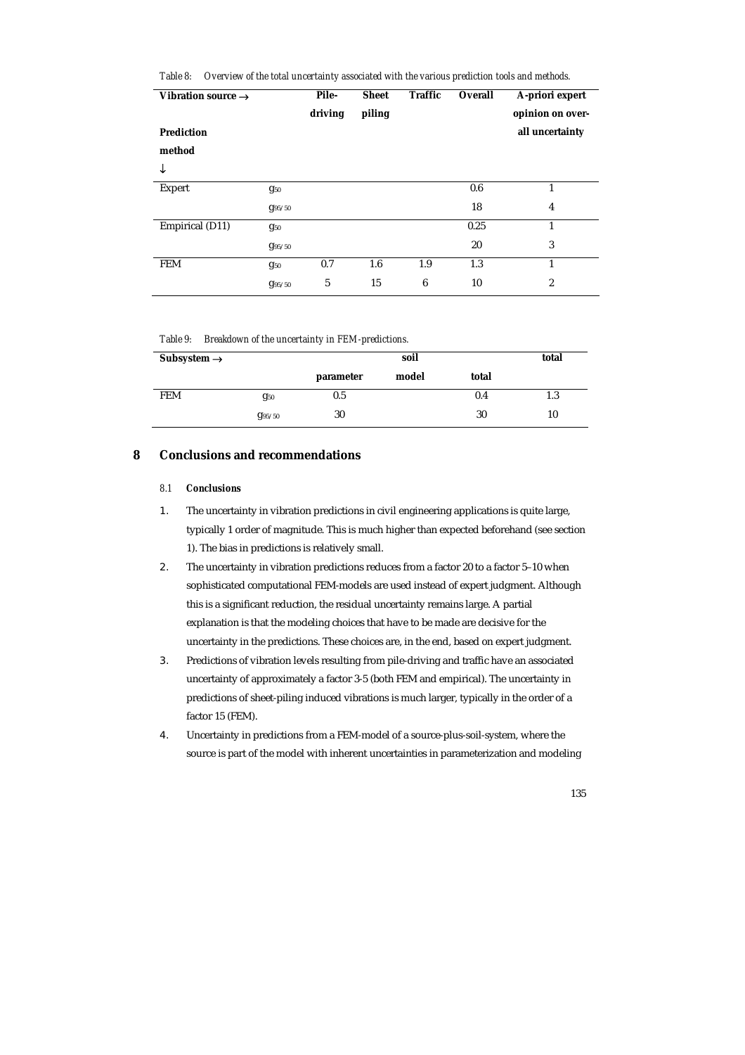*Table 8: Overview of the total uncertainty associated with the various prediction tools and methods.*

| Vibration source → Prediction method ↓ | | Pile-driving | Sheet piling | Traffic | Overall | A-priori expert opinion on over-all uncertainty |
|---|---|---|---|---|---|---|
| Expert | $g_{50}$ | | | | 0.6 | 1 |
| | $g_{95/50}$ | | | | 18 | 4 |
| Empirical (D11) | $g_{50}$ | | | | 0.25 | 1 |
| | $g_{95/50}$ | | | | 20 | 3 |
| FEM | $g_{50}$ | 0.7 | 1.6 | 1.9 | 1.3 | 1 |
| | $g_{95/50}$ | 5 | 15 | 6 | 10 | 2 |

*Table 9: Breakdown of the uncertainty in FEM-predictions.*

| Subsystem → | | soil | | | total |
|---|---|---|---|---|---|
| | | parameter | model | total | |
| FEM | $g_{50}$ | 0.5 | | 0.4 | 1.3 |
| | $g_{95/50}$ | 30 | | 30 | 10 |

# 8 Conclusions and recommendations

## 8.1 Conclusions

1. The uncertainty in vibration predictions in civil engineering applications is quite large, typically 1 order of magnitude. This is much higher than expected beforehand (see section 1). The bias in predictions is relatively small.
2. The uncertainty in vibration predictions reduces from a factor 20 to a factor 5–10 when sophisticated computational FEM-models are used instead of expert judgment. Although this is a significant reduction, the residual uncertainty remains large. A partial explanation is that the modeling choices that have to be made are decisive for the uncertainty in the predictions. These choices are, in the end, based on expert judgment.
3. Predictions of vibration levels resulting from pile-driving and traffic have an associated uncertainty of approximately a factor 3-5 (both FEM and empirical). The uncertainty in predictions of sheet-piling induced vibrations is much larger, typically in the order of a factor 15 (FEM).
4. Uncertainty in predictions from a FEM-model of a source-plus-soil-system, where the source is part of the model with inherent uncertainties in parameterization and modeling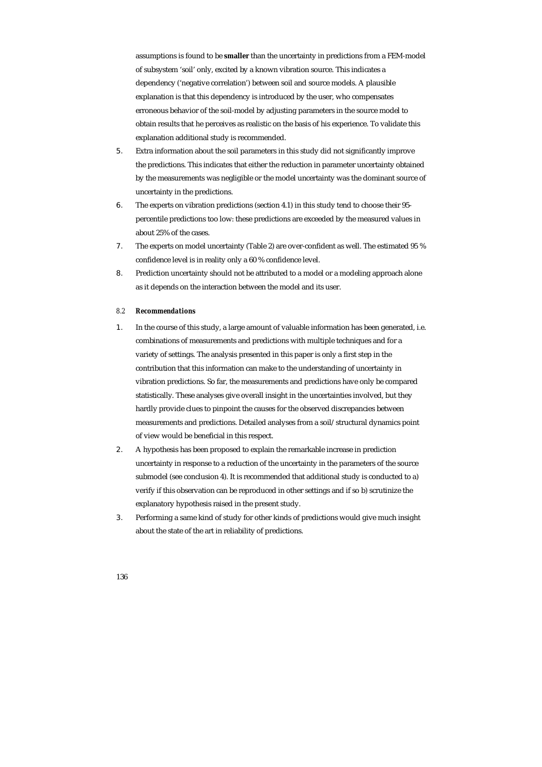assumptions is found to be **smaller** than the uncertainty in predictions from a FEM-model of subsystem 'soil' only, excited by a known vibration source. This indicates a dependency ('negative correlation') between soil and source models. A plausible explanation is that this dependency is introduced by the user, who compensates erroneous behavior of the soil-model by adjusting parameters in the source model to obtain results that he perceives as realistic on the basis of his experience. To validate this explanation additional study is recommended.

5. Extra information about the soil parameters in this study did not significantly improve the predictions. This indicates that either the reduction in parameter uncertainty obtained by the measurements was negligible or the model uncertainty was the dominant source of uncertainty in the predictions.
6. The experts on vibration predictions (section 4.1) in this study tend to choose their 95-percentile predictions too low: these predictions are exceeded by the measured values in about 25% of the cases.
7. The experts on model uncertainty (Table 2) are over-confident as well. The estimated 95 % confidence level is in reality only a 60 % confidence level.
8. Prediction uncertainty should not be attributed to a model or a modeling approach alone as it depends on the interaction between the model and its user.

### 8.2 *Recommendations*

1. In the course of this study, a large amount of valuable information has been generated, i.e. combinations of measurements and predictions with multiple techniques and for a variety of settings. The analysis presented in this paper is only a first step in the contribution that this information can make to the understanding of uncertainty in vibration predictions. So far, the measurements and predictions have only be compared statistically. These analyses give overall insight in the uncertainties involved, but they hardly provide clues to pinpoint the causes for the observed discrepancies between measurements and predictions. Detailed analyses from a soil/structural dynamics point of view would be beneficial in this respect.
2. A hypothesis has been proposed to explain the remarkable increase in prediction uncertainty in response to a reduction of the uncertainty in the parameters of the source submodel (see conclusion 4). It is recommended that additional study is conducted to a) verify if this observation can be reproduced in other settings and if so b) scrutinize the explanatory hypothesis raised in the present study.
3. Performing a same kind of study for other kinds of predictions would give much insight about the state of the art in reliability of predictions.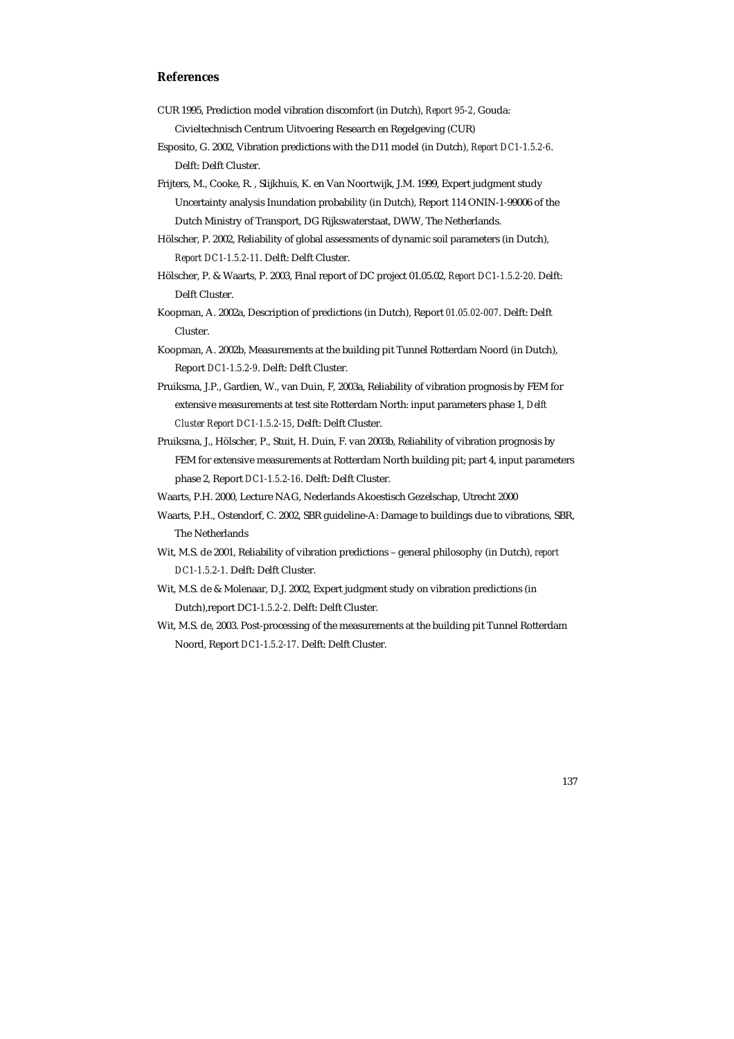## References

CUR 1995, Prediction model vibration discomfort (in Dutch), *Report 95-2*, Gouda: Civieltechnisch Centrum Uitvoering Research en Regelgeving (CUR)

Esposito, G. 2002, Vibration predictions with the D11 model (in Dutch), *Report DC1-1.5.2-6*. Delft: Delft Cluster.

Frijters, M., Cooke, R. , Slijkhuis, K. en Van Noortwijk, J.M. 1999, Expert judgment study Uncertainty analysis Inundation probability (in Dutch), Report 114 ONIN-1-99006 of the Dutch Ministry of Transport, DG Rijkswaterstaat, DWW, The Netherlands.

Hölscher, P. 2002, Reliability of global assessments of dynamic soil parameters (in Dutch), *Report DC1-1.5.2-11*. Delft: Delft Cluster.

Hölscher, P. & Waarts, P. 2003, Final report of DC project 01.05.02, *Report DC1-1.5.2-20*. Delft: Delft Cluster.

Koopman, A. 2002a, Description of predictions (in Dutch), Report *01.05.02-007*. Delft: Delft Cluster.

Koopman, A. 2002b, Measurements at the building pit Tunnel Rotterdam Noord (in Dutch), Report *DC1-1.5.2-9*. Delft: Delft Cluster.

Pruiksma, J.P., Gardien, W., van Duin, F, 2003a, Reliability of vibration prognosis by FEM for extensive measurements at test site Rotterdam North: input parameters phase 1, *Delft Cluster Report DC1-1.5.2-15*, Delft: Delft Cluster.

Pruiksma, J., Hölscher, P., Stuit, H. Duin, F. van 2003b, Reliability of vibration prognosis by FEM for extensive measurements at Rotterdam North building pit; part 4, input parameters phase 2, Report *DC1-1.5.2-16*. Delft: Delft Cluster.

Waarts, P.H. 2000, Lecture NAG, Nederlands Akoestisch Gezelschap, Utrecht 2000

Waarts, P.H., Ostendorf, C. 2002, SBR guideline-A: Damage to buildings due to vibrations, SBR, The Netherlands

Wit, M.S. de 2001, Reliability of vibration predictions – general philosophy (in Dutch), *report DC1-1.5.2-1*. Delft: Delft Cluster.

Wit, M.S. de & Molenaar, D.J. 2002, Expert judgment study on vibration predictions (in Dutch),report DC1-*1.5.2-2*. Delft: Delft Cluster.

Wit, M.S. de, 2003. Post-processing of the measurements at the building pit Tunnel Rotterdam Noord, Report *DC1-1.5.2-17*. Delft: Delft Cluster.